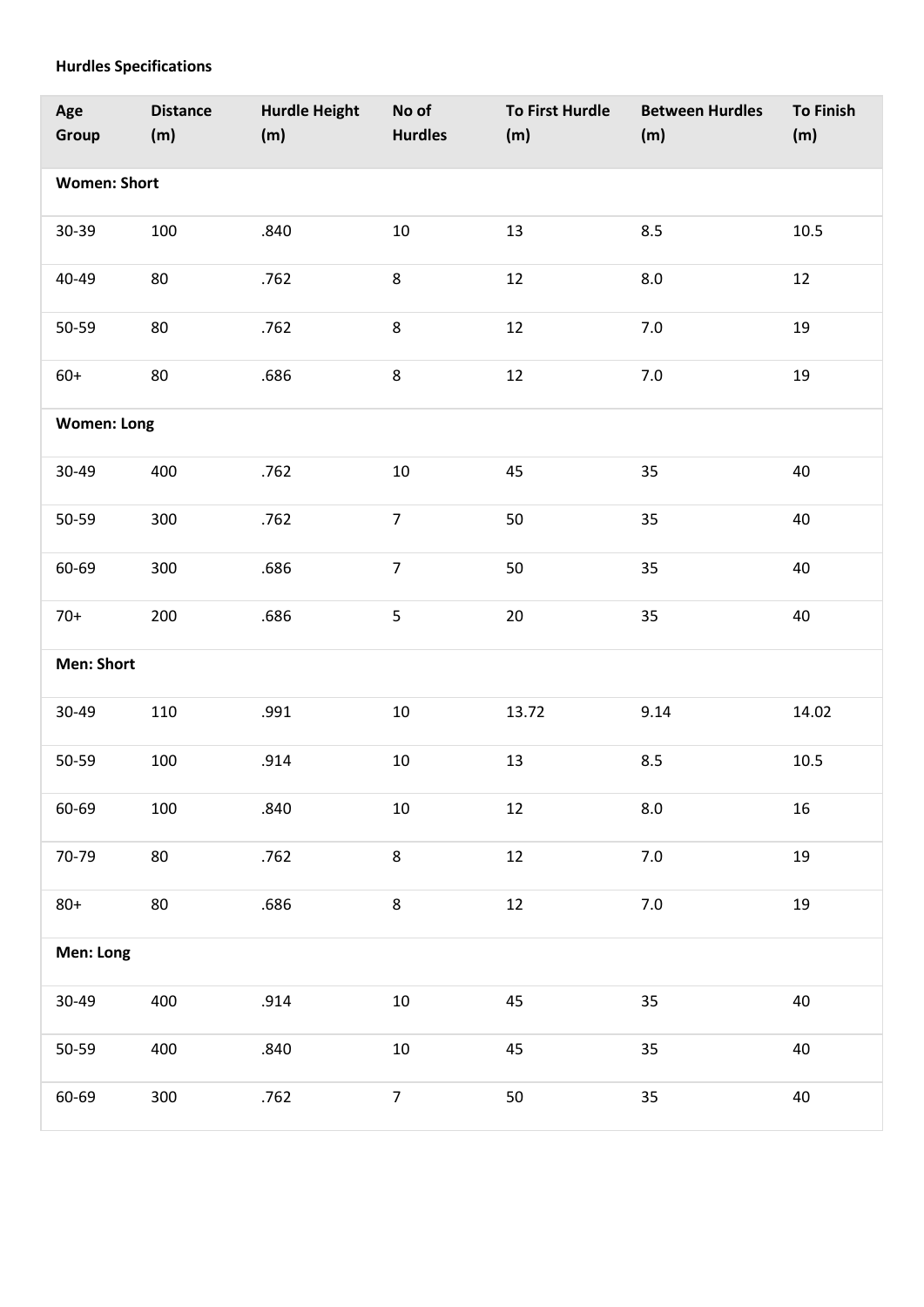**Hurdles Specifications**

| Age Group | Distance (m) | Hurdle Height (m) | No of Hurdles | To First Hurdle (m) | Between Hurdles (m) | To Finish (m) |
|---|---|---|---|---|---|---|
| **Women: Short** | | | | | | |
| 30-39 | 100 | .840 | 10 | 13 | 8.5 | 10.5 |
| 40-49 | 80 | .762 | 8 | 12 | 8.0 | 12 |
| 50-59 | 80 | .762 | 8 | 12 | 7.0 | 19 |
| 60+ | 80 | .686 | 8 | 12 | 7.0 | 19 |
| **Women: Long** | | | | | | |
| 30-49 | 400 | .762 | 10 | 45 | 35 | 40 |
| 50-59 | 300 | .762 | 7 | 50 | 35 | 40 |
| 60-69 | 300 | .686 | 7 | 50 | 35 | 40 |
| 70+ | 200 | .686 | 5 | 20 | 35 | 40 |
| **Men: Short** | | | | | | |
| 30-49 | 110 | .991 | 10 | 13.72 | 9.14 | 14.02 |
| 50-59 | 100 | .914 | 10 | 13 | 8.5 | 10.5 |
| 60-69 | 100 | .840 | 10 | 12 | 8.0 | 16 |
| 70-79 | 80 | .762 | 8 | 12 | 7.0 | 19 |
| 80+ | 80 | .686 | 8 | 12 | 7.0 | 19 |
| **Men: Long** | | | | | | |
| 30-49 | 400 | .914 | 10 | 45 | 35 | 40 |
| 50-59 | 400 | .840 | 10 | 45 | 35 | 40 |
| 60-69 | 300 | .762 | 7 | 50 | 35 | 40 |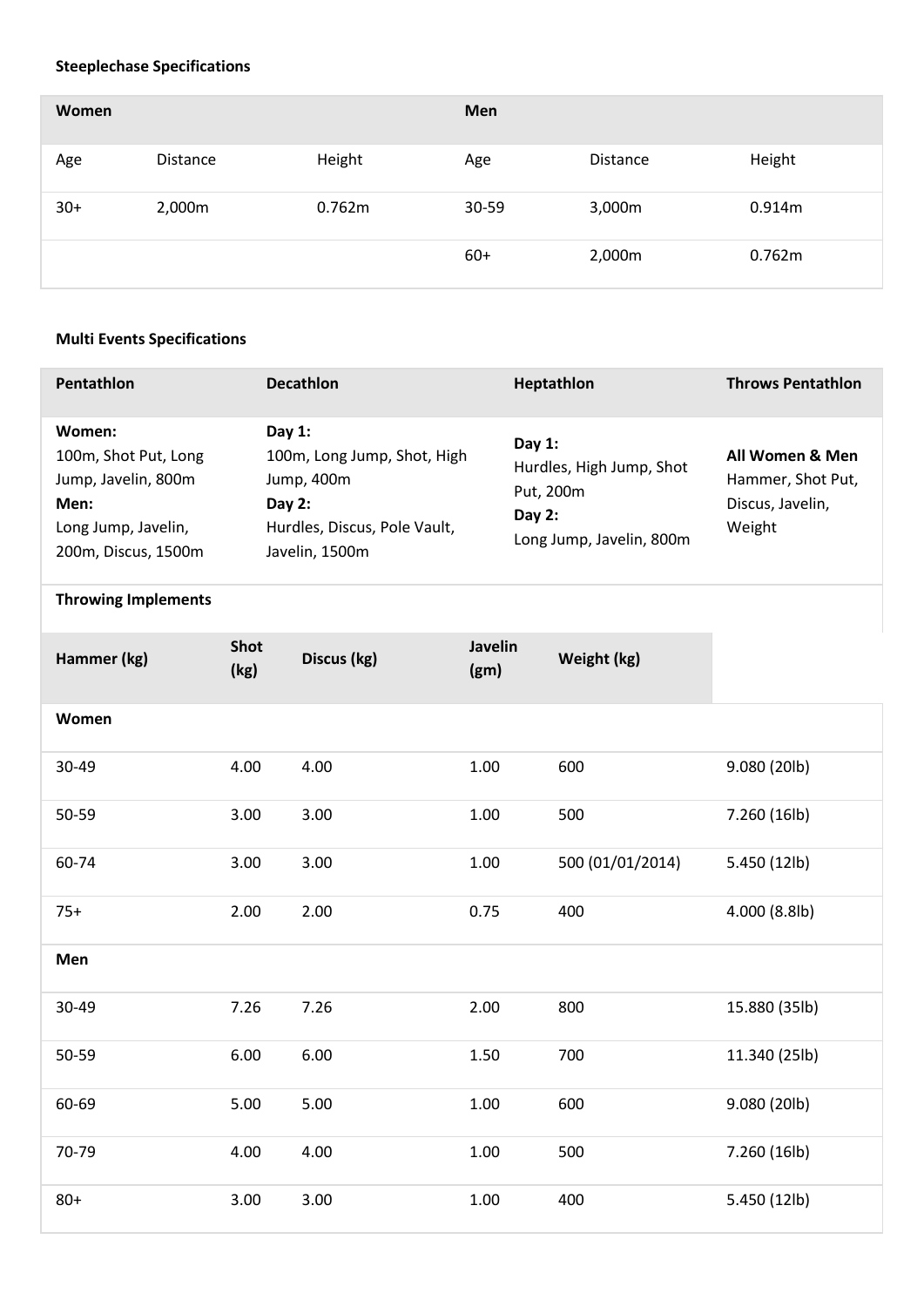**Steeplechase Specifications**

| Women | | | Men | | |
|---|---|---|---|---|---|
| Age | Distance | Height | Age | Distance | Height |
| 30+ | 2,000m | 0.762m | 30-59 | 3,000m | 0.914m |
| | | | 60+ | 2,000m | 0.762m |

**Multi Events Specifications**

| Pentathlon | Decathlon | Heptathlon | Throws Pentathlon |
|---|---|---|---|
| **Women:**<br>100m, Shot Put, Long Jump, Javelin, 800m<br>**Men:**<br>Long Jump, Javelin, 200m, Discus, 1500m | **Day 1:**<br>100m, Long Jump, Shot, High Jump, 400m<br>**Day 2:**<br>Hurdles, Discus, Pole Vault, Javelin, 1500m | **Day 1:**<br>Hurdles, High Jump, Shot Put, 200m<br>**Day 2:**<br>Long Jump, Javelin, 800m | **All Women & Men**<br>Hammer, Shot Put, Discus, Javelin, Weight |

**Throwing Implements**

| Hammer (kg) | Shot (kg) | Discus (kg) | Javelin (gm) | Weight (kg) | |
|---|---|---|---|---|---|
| **Women** | | | | | |
| 30-49 | 4.00 | 4.00 | 1.00 | 600 | 9.080 (20lb) |
| 50-59 | 3.00 | 3.00 | 1.00 | 500 | 7.260 (16lb) |
| 60-74 | 3.00 | 3.00 | 1.00 | 500 (01/01/2014) | 5.450 (12lb) |
| 75+ | 2.00 | 2.00 | 0.75 | 400 | 4.000 (8.8lb) |
| **Men** | | | | | |
| 30-49 | 7.26 | 7.26 | 2.00 | 800 | 15.880 (35lb) |
| 50-59 | 6.00 | 6.00 | 1.50 | 700 | 11.340 (25lb) |
| 60-69 | 5.00 | 5.00 | 1.00 | 600 | 9.080 (20lb) |
| 70-79 | 4.00 | 4.00 | 1.00 | 500 | 7.260 (16lb) |
| 80+ | 3.00 | 3.00 | 1.00 | 400 | 5.450 (12lb) |